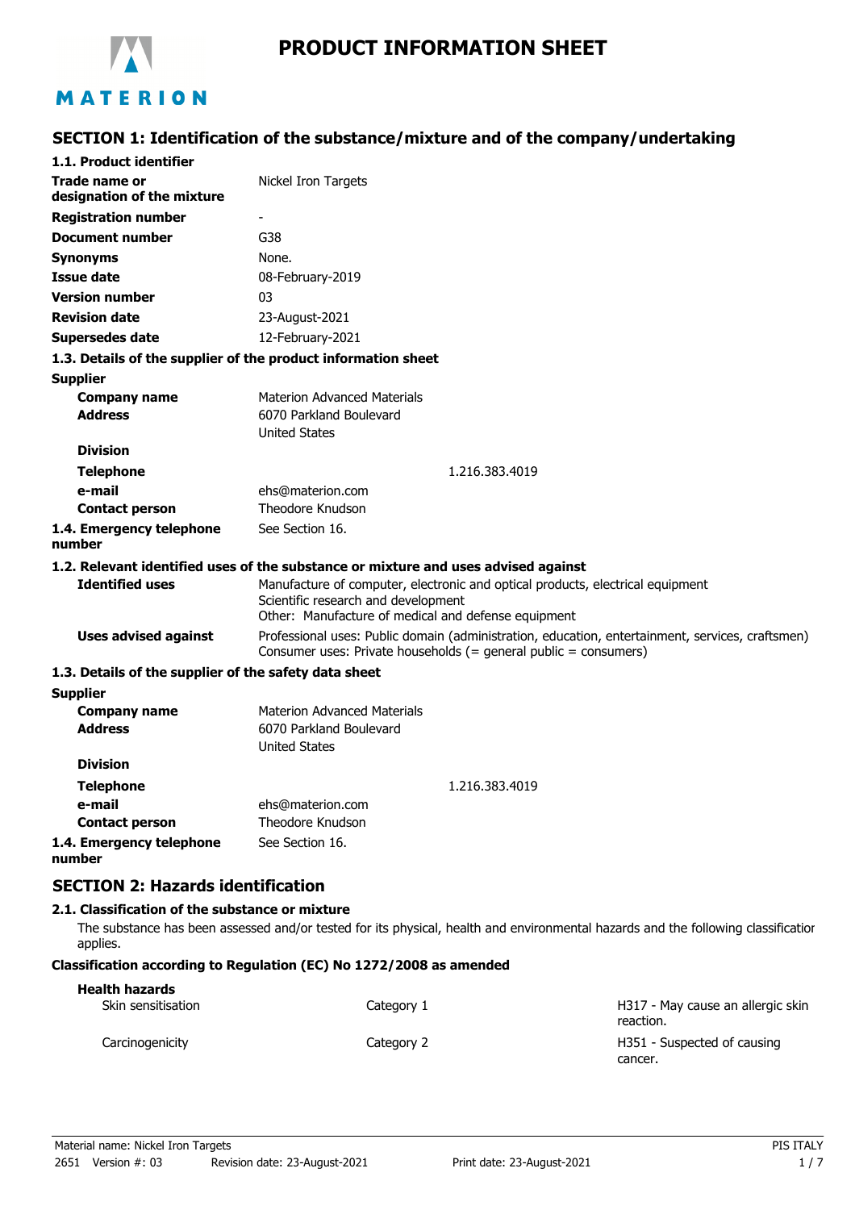# PRODUCT INFORMATION SHEET

## SECTION 1: Identification of the substance/mixture and of the company/undertaking

### 1.1. Product identifier

| | |
|---|---|
| **Trade name or designation of the mixture** | Nickel Iron Targets |
| **Registration number** | - |
| **Document number** | G38 |
| **Synonyms** | None. |
| **Issue date** | 08-February-2019 |
| **Version number** | 03 |
| **Revision date** | 23-August-2021 |
| **Supersedes date** | 12-February-2021 |

### 1.3. Details of the supplier of the product information sheet

**Supplier**

| | |
|---|---|
| **Company name** | Materion Advanced Materials |
| **Address** | 6070 Parkland Boulevard<br>United States |
| **Division** | |
| **Telephone** | 1.216.383.4019 |
| **e-mail** | ehs@materion.com |
| **Contact person** | Theodore Knudson |
| **1.4. Emergency telephone number** | See Section 16. |

### 1.2. Relevant identified uses of the substance or mixture and uses advised against

| | |
|---|---|
| **Identified uses** | Manufacture of computer, electronic and optical products, electrical equipment<br>Scientific research and development<br>Other: Manufacture of medical and defense equipment |
| **Uses advised against** | Professional uses: Public domain (administration, education, entertainment, services, craftsmen)<br>Consumer uses: Private households (= general public = consumers) |

### 1.3. Details of the supplier of the safety data sheet

**Supplier**

| | |
|---|---|
| **Company name** | Materion Advanced Materials |
| **Address** | 6070 Parkland Boulevard<br>United States |
| **Division** | |
| **Telephone** | 1.216.383.4019 |
| **e-mail** | ehs@materion.com |
| **Contact person** | Theodore Knudson |
| **1.4. Emergency telephone number** | See Section 16. |

## SECTION 2: Hazards identification

### 2.1. Classification of the substance or mixture

The substance has been assessed and/or tested for its physical, health and environmental hazards and the following classification applies.

**Classification according to Regulation (EC) No 1272/2008 as amended**

**Health hazards**

| | | |
|---|---|---|
| Skin sensitisation | Category 1 | H317 - May cause an allergic skin reaction. |
| Carcinogenicity | Category 2 | H351 - Suspected of causing cancer. |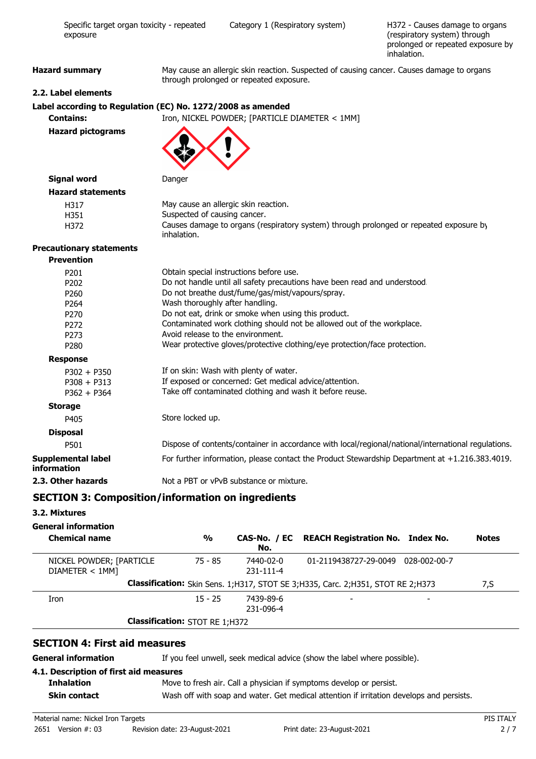| Specific target organ toxicity - repeated exposure | Category 1 (Respiratory system) | H372 - Causes damage to organs (respiratory system) through prolonged or repeated exposure by inhalation. |
|---|---|---|

**Hazard summary** May cause an allergic skin reaction. Suspected of causing cancer. Causes damage to organs through prolonged or repeated exposure.

### 2.2. Label elements

**Label according to Regulation (EC) No. 1272/2008 as amended**

**Contains:** Iron, NICKEL POWDER; [PARTICLE DIAMETER < 1MM]

**Hazard pictograms**

**Signal word** Danger

**Hazard statements**

| | |
|---|---|
| H317 | May cause an allergic skin reaction. |
| H351 | Suspected of causing cancer. |
| H372 | Causes damage to organs (respiratory system) through prolonged or repeated exposure by inhalation. |

**Precautionary statements**

**Prevention**

| | |
|---|---|
| P201 | Obtain special instructions before use. |
| P202 | Do not handle until all safety precautions have been read and understood. |
| P260 | Do not breathe dust/fume/gas/mist/vapours/spray. |
| P264 | Wash thoroughly after handling. |
| P270 | Do not eat, drink or smoke when using this product. |
| P272 | Contaminated work clothing should not be allowed out of the workplace. |
| P273 | Avoid release to the environment. |
| P280 | Wear protective gloves/protective clothing/eye protection/face protection. |

**Response**

| | |
|---|---|
| P302 + P350 | If on skin: Wash with plenty of water. |
| P308 + P313 | If exposed or concerned: Get medical advice/attention. |
| P362 + P364 | Take off contaminated clothing and wash it before reuse. |

**Storage**

| | |
|---|---|
| P405 | Store locked up. |

**Disposal**

| | |
|---|---|
| P501 | Dispose of contents/container in accordance with local/regional/national/international regulations. |

**Supplemental label information** For further information, please contact the Product Stewardship Department at +1.216.383.4019.

**2.3. Other hazards** Not a PBT or vPvB substance or mixture.

## SECTION 3: Composition/information on ingredients

### 3.2. Mixtures

**General information**

| Chemical name | % | CAS-No. / EC No. | REACH Registration No. | Index No. | Notes |
|---|---|---|---|---|---|
| NICKEL POWDER; [PARTICLE DIAMETER < 1MM] | 75 - 85 | 7440-02-0 231-111-4 | 01-2119438727-29-0049 | 028-002-00-7 | |
| | **Classification:** Skin Sens. 1;H317, STOT SE 3;H335, Carc. 2;H351, STOT RE 2;H373 | | | | 7,S |
| Iron | 15 - 25 | 7439-89-6 231-096-4 | - | - | |
| | **Classification:** STOT RE 1;H372 | | | | |

## SECTION 4: First aid measures

**General information** If you feel unwell, seek medical advice (show the label where possible).

### 4.1. Description of first aid measures

**Inhalation** Move to fresh air. Call a physician if symptoms develop or persist.

**Skin contact** Wash off with soap and water. Get medical attention if irritation develops and persists.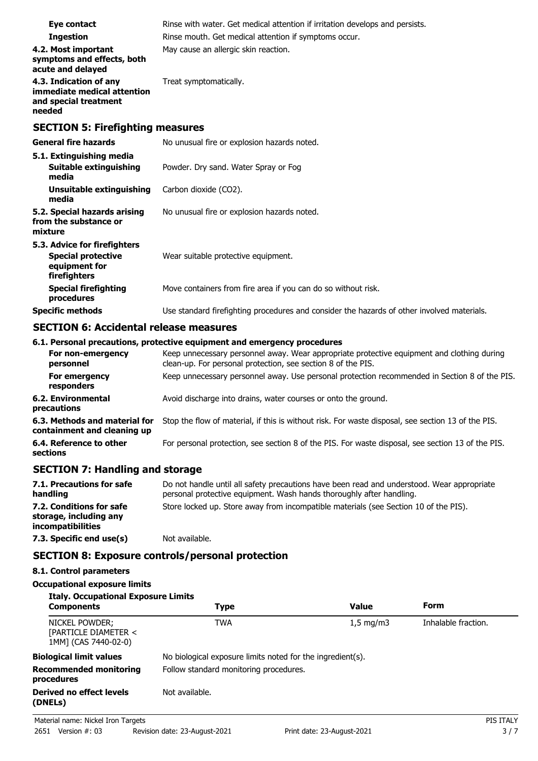| | |
|---|---|
| **Eye contact** | Rinse with water. Get medical attention if irritation develops and persists. |
| **Ingestion** | Rinse mouth. Get medical attention if symptoms occur. |
| **4.2. Most important symptoms and effects, both acute and delayed** | May cause an allergic skin reaction. |
| **4.3. Indication of any immediate medical attention and special treatment needed** | Treat symptomatically. |

## SECTION 5: Firefighting measures

| | |
|---|---|
| **General fire hazards** | No unusual fire or explosion hazards noted. |
| **5.1. Extinguishing media** | |
| **Suitable extinguishing media** | Powder. Dry sand. Water Spray or Fog |
| **Unsuitable extinguishing media** | Carbon dioxide ($CO_2$). |
| **5.2. Special hazards arising from the substance or mixture** | No unusual fire or explosion hazards noted. |
| **5.3. Advice for firefighters** | |
| **Special protective equipment for firefighters** | Wear suitable protective equipment. |
| **Special firefighting procedures** | Move containers from fire area if you can do so without risk. |
| **Specific methods** | Use standard firefighting procedures and consider the hazards of other involved materials. |

## SECTION 6: Accidental release measures

**6.1. Personal precautions, protective equipment and emergency procedures**

| | |
|---|---|
| **For non-emergency personnel** | Keep unnecessary personnel away. Wear appropriate protective equipment and clothing during clean-up. For personal protection, see section 8 of the PIS. |
| **For emergency responders** | Keep unnecessary personnel away. Use personal protection recommended in Section 8 of the PIS. |
| **6.2. Environmental precautions** | Avoid discharge into drains, water courses or onto the ground. |
| **6.3. Methods and material for containment and cleaning up** | Stop the flow of material, if this is without risk. For waste disposal, see section 13 of the PIS. |
| **6.4. Reference to other sections** | For personal protection, see section 8 of the PIS. For waste disposal, see section 13 of the PIS. |

## SECTION 7: Handling and storage

| | |
|---|---|
| **7.1. Precautions for safe handling** | Do not handle until all safety precautions have been read and understood. Wear appropriate personal protective equipment. Wash hands thoroughly after handling. |
| **7.2. Conditions for safe storage, including any incompatibilities** | Store locked up. Store away from incompatible materials (see Section 10 of the PIS). |
| **7.3. Specific end use(s)** | Not available. |

## SECTION 8: Exposure controls/personal protection

**8.1. Control parameters**

**Occupational exposure limits**

**Italy. Occupational Exposure Limits**

| Components | Type | Value | Form |
|---|---|---|---|
| NICKEL POWDER; [PARTICLE DIAMETER < 1MM] (CAS 7440-02-0) | TWA | 1,5 mg/m3 | Inhalable fraction. |

| | |
|---|---|
| **Biological limit values** | No biological exposure limits noted for the ingredient(s). |
| **Recommended monitoring procedures** | Follow standard monitoring procedures. |
| **Derived no effect levels (DNELs)** | Not available. |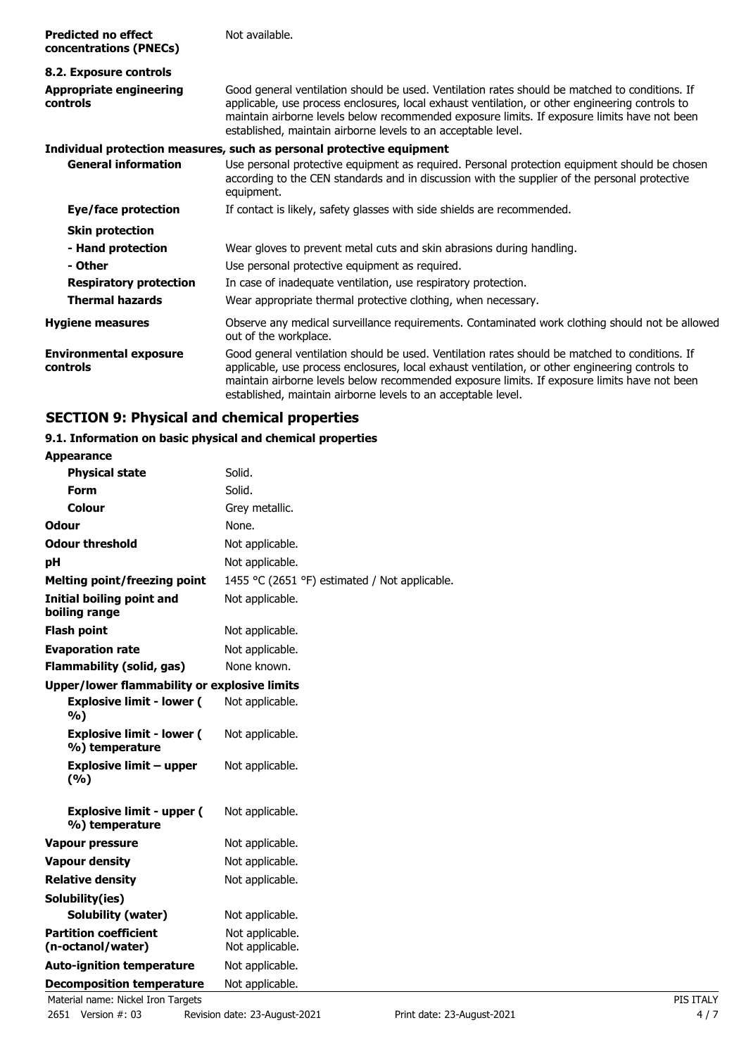| | |
|---|---|
| **Predicted no effect concentrations (PNECs)** | Not available. |

**8.2. Exposure controls**

| | |
|---|---|
| **Appropriate engineering controls** | Good general ventilation should be used. Ventilation rates should be matched to conditions. If applicable, use process enclosures, local exhaust ventilation, or other engineering controls to maintain airborne levels below recommended exposure limits. If exposure limits have not been established, maintain airborne levels to an acceptable level. |

**Individual protection measures, such as personal protective equipment**

| | |
|---|---|
| **General information** | Use personal protective equipment as required. Personal protection equipment should be chosen according to the CEN standards and in discussion with the supplier of the personal protective equipment. |
| **Eye/face protection** | If contact is likely, safety glasses with side shields are recommended. |
| **Skin protection** | |
| **- Hand protection** | Wear gloves to prevent metal cuts and skin abrasions during handling. |
| **- Other** | Use personal protective equipment as required. |
| **Respiratory protection** | In case of inadequate ventilation, use respiratory protection. |
| **Thermal hazards** | Wear appropriate thermal protective clothing, when necessary. |
| **Hygiene measures** | Observe any medical surveillance requirements. Contaminated work clothing should not be allowed out of the workplace. |
| **Environmental exposure controls** | Good general ventilation should be used. Ventilation rates should be matched to conditions. If applicable, use process enclosures, local exhaust ventilation, or other engineering controls to maintain airborne levels below recommended exposure limits. If exposure limits have not been established, maintain airborne levels to an acceptable level. |

## SECTION 9: Physical and chemical properties

**9.1. Information on basic physical and chemical properties**

| | |
|---|---|
| **Appearance** | |
| **Physical state** | Solid. |
| **Form** | Solid. |
| **Colour** | Grey metallic. |
| **Odour** | None. |
| **Odour threshold** | Not applicable. |
| **pH** | Not applicable. |
| **Melting point/freezing point** | 1455 °C (2651 °F) estimated / Not applicable. |
| **Initial boiling point and boiling range** | Not applicable. |
| **Flash point** | Not applicable. |
| **Evaporation rate** | Not applicable. |
| **Flammability (solid, gas)** | None known. |
| **Upper/lower flammability or explosive limits** | |
| **Explosive limit - lower ( %)** | Not applicable. |
| **Explosive limit - lower ( %) temperature** | Not applicable. |
| **Explosive limit – upper (%)** | Not applicable. |
| **Explosive limit - upper ( %) temperature** | Not applicable. |
| **Vapour pressure** | Not applicable. |
| **Vapour density** | Not applicable. |
| **Relative density** | Not applicable. |
| **Solubility(ies)** | |
| **Solubility (water)** | Not applicable. |
| **Partition coefficient (n-octanol/water)** | Not applicable. Not applicable. |
| **Auto-ignition temperature** | Not applicable. |
| **Decomposition temperature** | Not applicable. |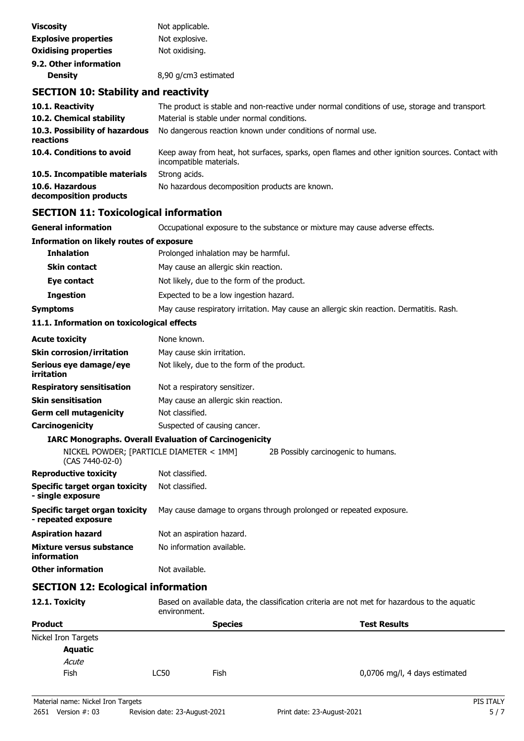| | |
|---|---|
| **Viscosity** | Not applicable. |
| **Explosive properties** | Not explosive. |
| **Oxidising properties** | Not oxidising. |

**9.2. Other information**

| | |
|---|---|
| **Density** | 8,90 g/cm3 estimated |

## SECTION 10: Stability and reactivity

| | |
|---|---|
| **10.1. Reactivity** | The product is stable and non-reactive under normal conditions of use, storage and transport. |
| **10.2. Chemical stability** | Material is stable under normal conditions. |
| **10.3. Possibility of hazardous reactions** | No dangerous reaction known under conditions of normal use. |
| **10.4. Conditions to avoid** | Keep away from heat, hot surfaces, sparks, open flames and other ignition sources. Contact with incompatible materials. |
| **10.5. Incompatible materials** | Strong acids. |
| **10.6. Hazardous decomposition products** | No hazardous decomposition products are known. |

## SECTION 11: Toxicological information

| | |
|---|---|
| **General information** | Occupational exposure to the substance or mixture may cause adverse effects. |

**Information on likely routes of exposure**

| | |
|---|---|
| **Inhalation** | Prolonged inhalation may be harmful. |
| **Skin contact** | May cause an allergic skin reaction. |
| **Eye contact** | Not likely, due to the form of the product. |
| **Ingestion** | Expected to be a low ingestion hazard. |
| **Symptoms** | May cause respiratory irritation. May cause an allergic skin reaction. Dermatitis. Rash. |

**11.1. Information on toxicological effects**

| | |
|---|---|
| **Acute toxicity** | None known. |
| **Skin corrosion/irritation** | May cause skin irritation. |
| **Serious eye damage/eye irritation** | Not likely, due to the form of the product. |
| **Respiratory sensitisation** | Not a respiratory sensitizer. |
| **Skin sensitisation** | May cause an allergic skin reaction. |
| **Germ cell mutagenicity** | Not classified. |
| **Carcinogenicity** | Suspected of causing cancer. |

**IARC Monographs. Overall Evaluation of Carcinogenicity**

| | |
|---|---|
| NICKEL POWDER; [PARTICLE DIAMETER < 1MM] (CAS 7440-02-0) | 2B Possibly carcinogenic to humans. |

| | |
|---|---|
| **Reproductive toxicity** | Not classified. |
| **Specific target organ toxicity - single exposure** | Not classified. |
| **Specific target organ toxicity - repeated exposure** | May cause damage to organs through prolonged or repeated exposure. |
| **Aspiration hazard** | Not an aspiration hazard. |
| **Mixture versus substance information** | No information available. |
| **Other information** | Not available. |

## SECTION 12: Ecological information

| | |
|---|---|
| **12.1. Toxicity** | Based on available data, the classification criteria are not met for hazardous to the aquatic environment. |

| **Product** | | **Species** | **Test Results** |
|---|---|---|---|
| Nickel Iron Targets | | | |
| **Aquatic** | | | |
| *Acute* | | | |
| Fish | LC50 | Fish | 0,0706 mg/l, 4 days estimated |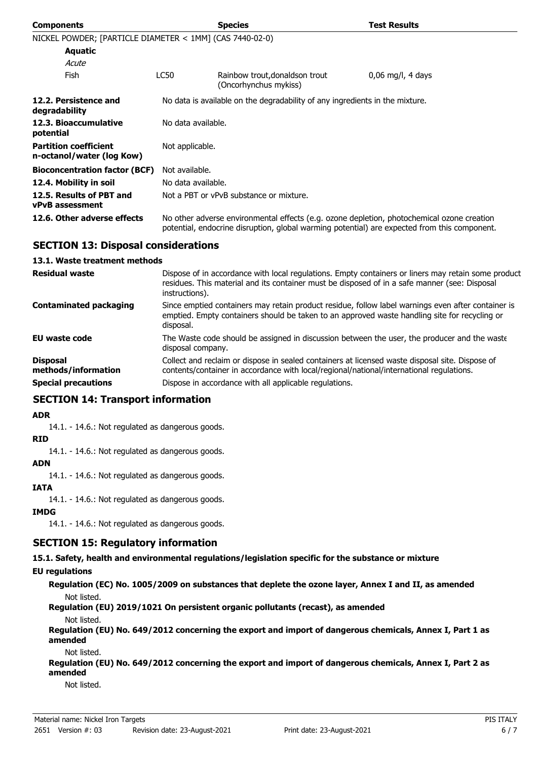| Components | | Species | Test Results |
| --- | --- | --- | --- |
| NICKEL POWDER; [PARTICLE DIAMETER < 1MM] (CAS 7440-02-0) | | | |
| **Aquatic** | | | |
| *Acute* | | | |
| Fish | LC50 | Rainbow trout,donaldson trout (Oncorhynchus mykiss) | 0,06 mg/l, 4 days |

| | |
| --- | --- |
| **12.2. Persistence and degradability** | No data is available on the degradability of any ingredients in the mixture. |
| **12.3. Bioaccumulative potential** | No data available. |
| **Partition coefficient n-octanol/water (log Kow)** | Not applicable. |
| **Bioconcentration factor (BCF)** | Not available. |
| **12.4. Mobility in soil** | No data available. |
| **12.5. Results of PBT and vPvB assessment** | Not a PBT or vPvB substance or mixture. |
| **12.6. Other adverse effects** | No other adverse environmental effects (e.g. ozone depletion, photochemical ozone creation potential, endocrine disruption, global warming potential) are expected from this component. |

## SECTION 13: Disposal considerations

### 13.1. Waste treatment methods

| | |
| --- | --- |
| **Residual waste** | Dispose of in accordance with local regulations. Empty containers or liners may retain some product residues. This material and its container must be disposed of in a safe manner (see: Disposal instructions). |
| **Contaminated packaging** | Since emptied containers may retain product residue, follow label warnings even after container is emptied. Empty containers should be taken to an approved waste handling site for recycling or disposal. |
| **EU waste code** | The Waste code should be assigned in discussion between the user, the producer and the waste disposal company. |
| **Disposal methods/information** | Collect and reclaim or dispose in sealed containers at licensed waste disposal site. Dispose of contents/container in accordance with local/regional/national/international regulations. |
| **Special precautions** | Dispose in accordance with all applicable regulations. |

## SECTION 14: Transport information

**ADR**

14.1. - 14.6.: Not regulated as dangerous goods.

**RID**

14.1. - 14.6.: Not regulated as dangerous goods.

**ADN**

14.1. - 14.6.: Not regulated as dangerous goods.

**IATA**

14.1. - 14.6.: Not regulated as dangerous goods.

**IMDG**

14.1. - 14.6.: Not regulated as dangerous goods.

## SECTION 15: Regulatory information

### 15.1. Safety, health and environmental regulations/legislation specific for the substance or mixture

**EU regulations**

**Regulation (EC) No. 1005/2009 on substances that deplete the ozone layer, Annex I and II, as amended**

Not listed.

**Regulation (EU) 2019/1021 On persistent organic pollutants (recast), as amended**

Not listed.

**Regulation (EU) No. 649/2012 concerning the export and import of dangerous chemicals, Annex I, Part 1 as amended**

Not listed.

**Regulation (EU) No. 649/2012 concerning the export and import of dangerous chemicals, Annex I, Part 2 as amended**

Not listed.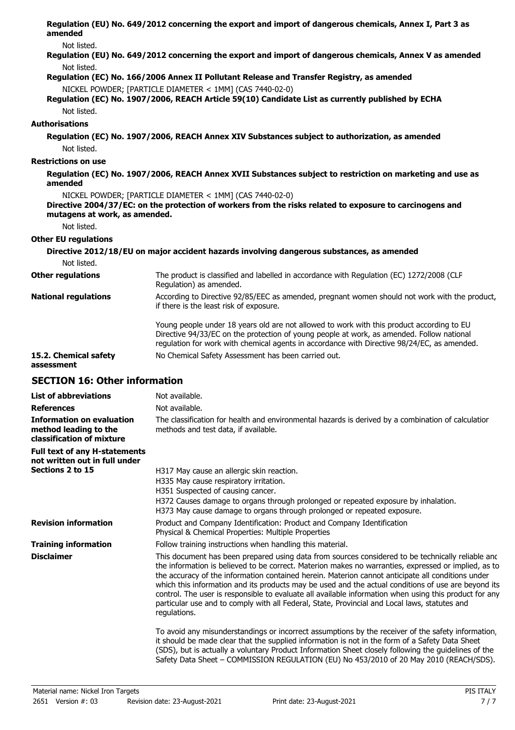**Regulation (EU) No. 649/2012 concerning the export and import of dangerous chemicals, Annex I, Part 3 as amended**

Not listed.

**Regulation (EU) No. 649/2012 concerning the export and import of dangerous chemicals, Annex V as amended**

Not listed.

**Regulation (EC) No. 166/2006 Annex II Pollutant Release and Transfer Registry, as amended**

NICKEL POWDER; [PARTICLE DIAMETER < 1MM] (CAS 7440-02-0)

**Regulation (EC) No. 1907/2006, REACH Article 59(10) Candidate List as currently published by ECHA**

Not listed.

**Authorisations**

**Regulation (EC) No. 1907/2006, REACH Annex XIV Substances subject to authorization, as amended**

Not listed.

**Restrictions on use**

**Regulation (EC) No. 1907/2006, REACH Annex XVII Substances subject to restriction on marketing and use as amended**

NICKEL POWDER; [PARTICLE DIAMETER < 1MM] (CAS 7440-02-0)

**Directive 2004/37/EC: on the protection of workers from the risks related to exposure to carcinogens and mutagens at work, as amended.**

Not listed.

**Other EU regulations**

**Directive 2012/18/EU on major accident hazards involving dangerous substances, as amended**

Not listed.

**Other regulations**: The product is classified and labelled in accordance with Regulation (EC) 1272/2008 (CLP Regulation) as amended.

**National regulations**: According to Directive 92/85/EEC as amended, pregnant women should not work with the product, if there is the least risk of exposure.

Young people under 18 years old are not allowed to work with this product according to EU Directive 94/33/EC on the protection of young people at work, as amended. Follow national regulation for work with chemical agents in accordance with Directive 98/24/EC, as amended.

**15.2. Chemical safety assessment**: No Chemical Safety Assessment has been carried out.

## SECTION 16: Other information

**List of abbreviations**: Not available.

**References**: Not available.

**Information on evaluation method leading to the classification of mixture**: The classification for health and environmental hazards is derived by a combination of calculation methods and test data, if available.

**Full text of any H-statements not written out in full under Sections 2 to 15**:

H317 May cause an allergic skin reaction.
H335 May cause respiratory irritation.
H351 Suspected of causing cancer.
H372 Causes damage to organs through prolonged or repeated exposure by inhalation.
H373 May cause damage to organs through prolonged or repeated exposure.

**Revision information**: Product and Company Identification: Product and Company Identification
Physical & Chemical Properties: Multiple Properties

**Training information**: Follow training instructions when handling this material.

**Disclaimer**: This document has been prepared using data from sources considered to be technically reliable and the information is believed to be correct. Materion makes no warranties, expressed or implied, as to the accuracy of the information contained herein. Materion cannot anticipate all conditions under which this information and its products may be used and the actual conditions of use are beyond its control. The user is responsible to evaluate all available information when using this product for any particular use and to comply with all Federal, State, Provincial and Local laws, statutes and regulations.

To avoid any misunderstandings or incorrect assumptions by the receiver of the safety information, it should be made clear that the supplied information is not in the form of a Safety Data Sheet (SDS), but is actually a voluntary Product Information Sheet closely following the guidelines of the Safety Data Sheet – COMMISSION REGULATION (EU) No 453/2010 of 20 May 2010 (REACH/SDS).